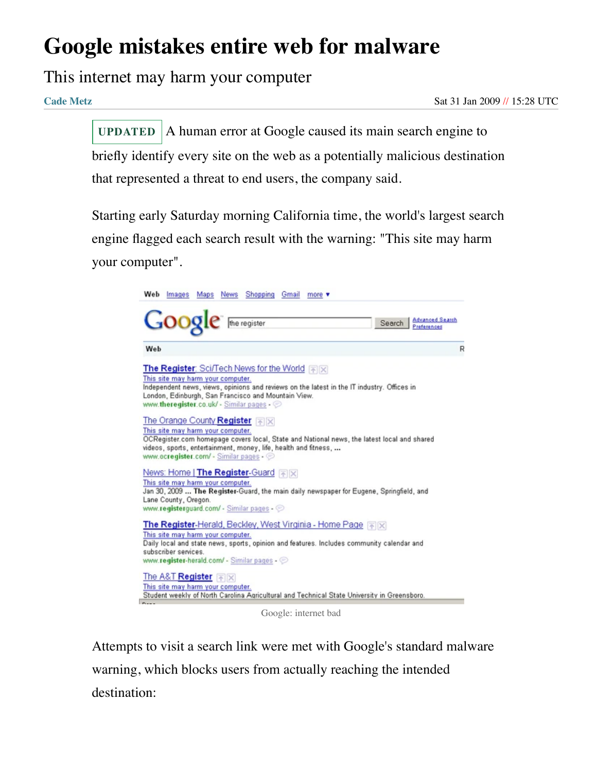# Google mistakes entire web for malware

This internet may harm your computer

**Cade Metz**

Sat 31 Jan 2009 // 15:28 UTC

**UPDATED** A human error at Google caused its main search engine to briefly identify every site on the web as a potentially malicious destination that represented a threat to end users, the company said.

Starting early Saturday morning California time, the world's largest search engine flagged each search result with the warning: "This site may harm your computer".

Google: internet bad

Attempts to visit a search link were met with Google's standard malware warning, which blocks users from actually reaching the intended destination: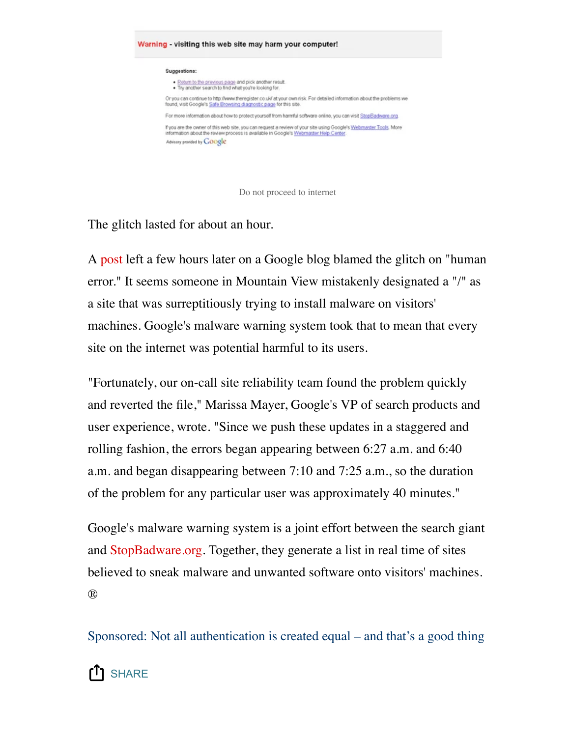Do not proceed to internet

The glitch lasted for about an hour.

A post left a few hours later on a Google blog blamed the glitch on "human error." It seems someone in Mountain View mistakenly designated a "/" as a site that was surreptitiously trying to install malware on visitors' machines. Google's malware warning system took that to mean that every site on the internet was potential harmful to its users.

"Fortunately, our on-call site reliability team found the problem quickly and reverted the file," Marissa Mayer, Google's VP of search products and user experience, wrote. "Since we push these updates in a staggered and rolling fashion, the errors began appearing between 6:27 a.m. and 6:40 a.m. and began disappearing between 7:10 and 7:25 a.m., so the duration of the problem for any particular user was approximately 40 minutes."

Google's malware warning system is a joint effort between the search giant and StopBadware.org. Together, they generate a list in real time of sites believed to sneak malware and unwanted software onto visitors' machines. ®

Sponsored: Not all authentication is created equal – and that's a good thing

SHARE